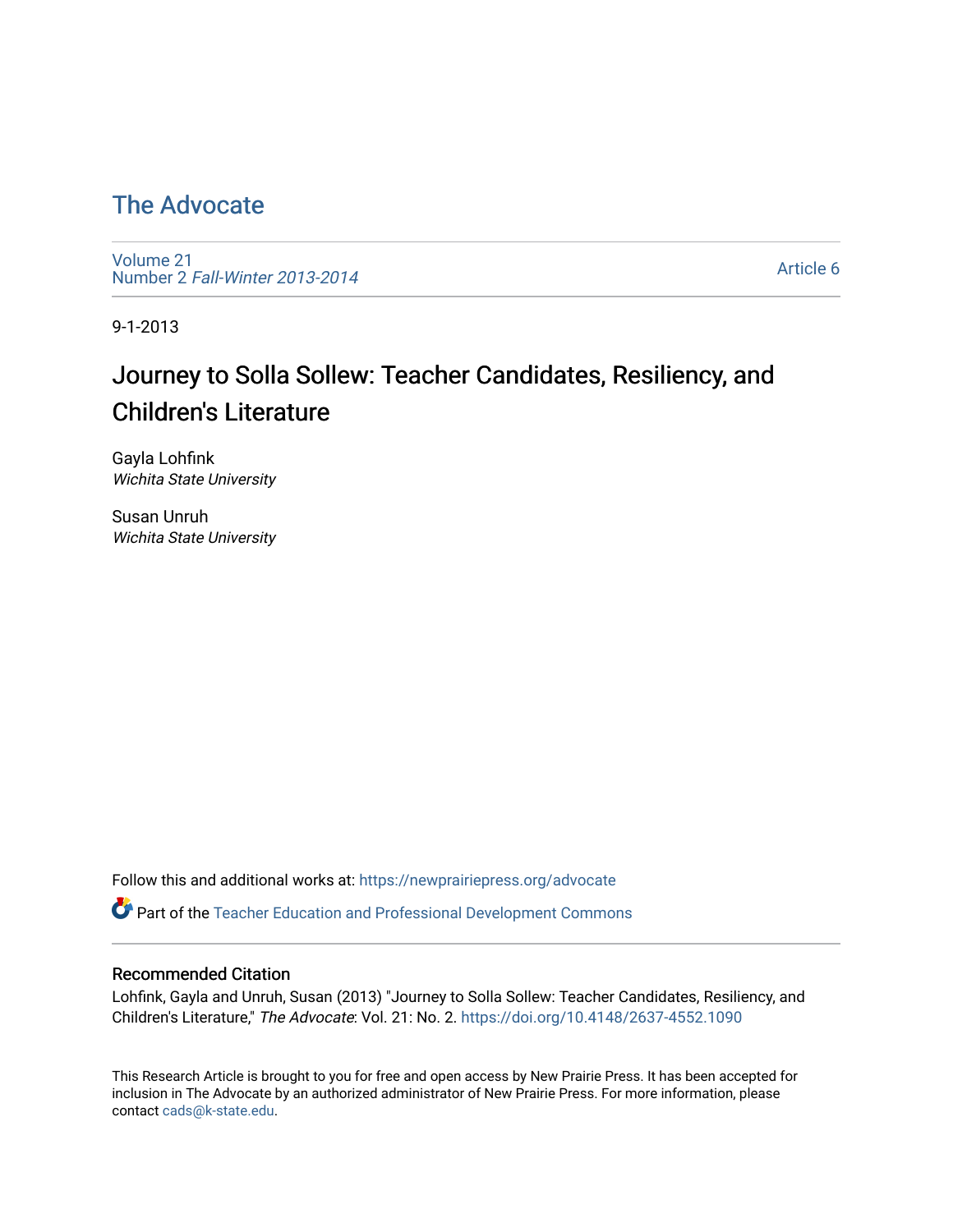# The Advocate

Volume 21
Number 2 *Fall-Winter 2013-2014*

Article 6

9-1-2013

## Journey to Solla Sollew: Teacher Candidates, Resiliency, and Children's Literature

Gayla Lohfink
*Wichita State University*

Susan Unruh
*Wichita State University*

Follow this and additional works at: https://newprairiepress.org/advocate

Part of the Teacher Education and Professional Development Commons

### Recommended Citation

Lohfink, Gayla and Unruh, Susan (2013) "Journey to Solla Sollew: Teacher Candidates, Resiliency, and Children's Literature," *The Advocate*: Vol. 21: No. 2. https://doi.org/10.4148/2637-4552.1090

This Research Article is brought to you for free and open access by New Prairie Press. It has been accepted for inclusion in The Advocate by an authorized administrator of New Prairie Press. For more information, please contact cads@k-state.edu.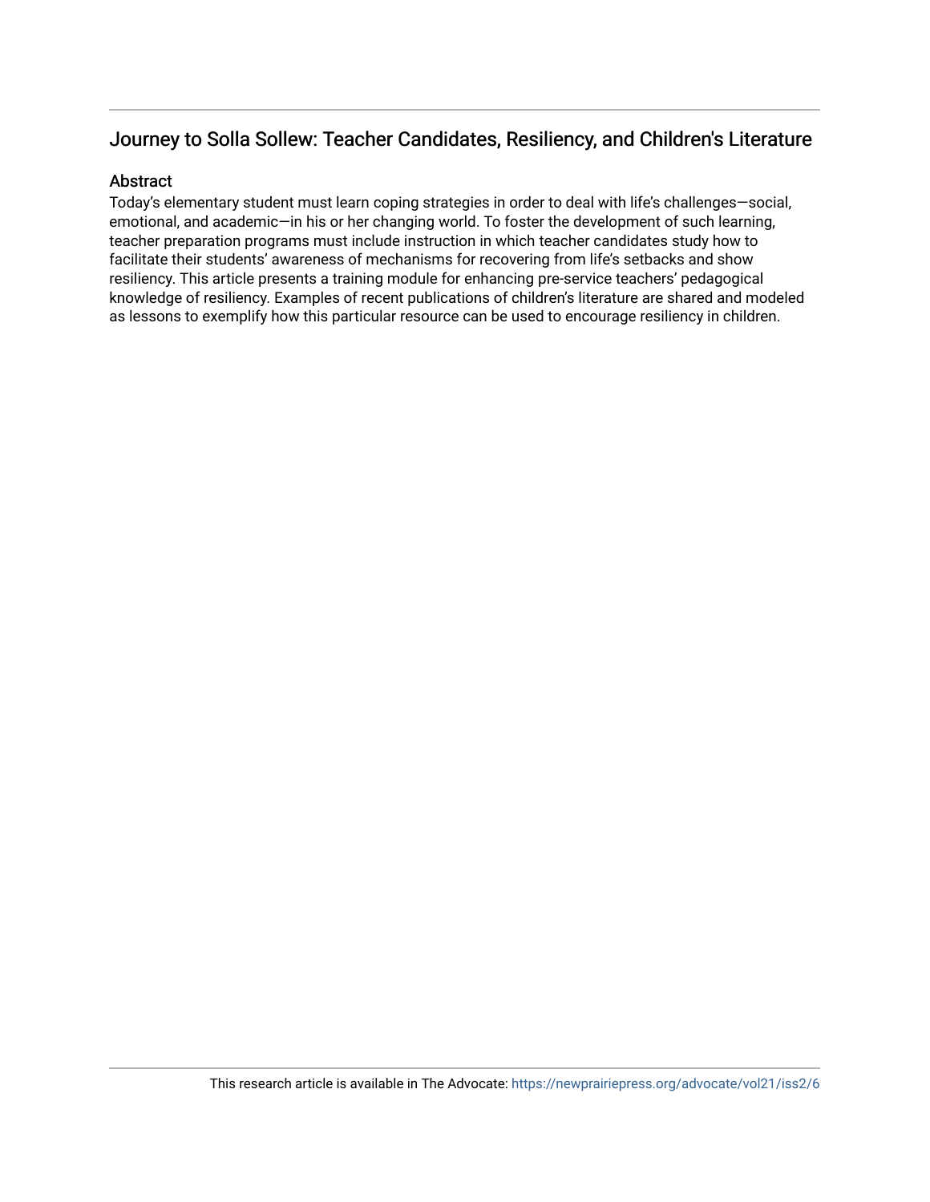## Journey to Solla Sollew: Teacher Candidates, Resiliency, and Children's Literature

### Abstract

Today's elementary student must learn coping strategies in order to deal with life's challenges—social, emotional, and academic—in his or her changing world. To foster the development of such learning, teacher preparation programs must include instruction in which teacher candidates study how to facilitate their students' awareness of mechanisms for recovering from life's setbacks and show resiliency. This article presents a training module for enhancing pre-service teachers' pedagogical knowledge of resiliency. Examples of recent publications of children's literature are shared and modeled as lessons to exemplify how this particular resource can be used to encourage resiliency in children.

This research article is available in The Advocate: https://newprairiepress.org/advocate/vol21/iss2/6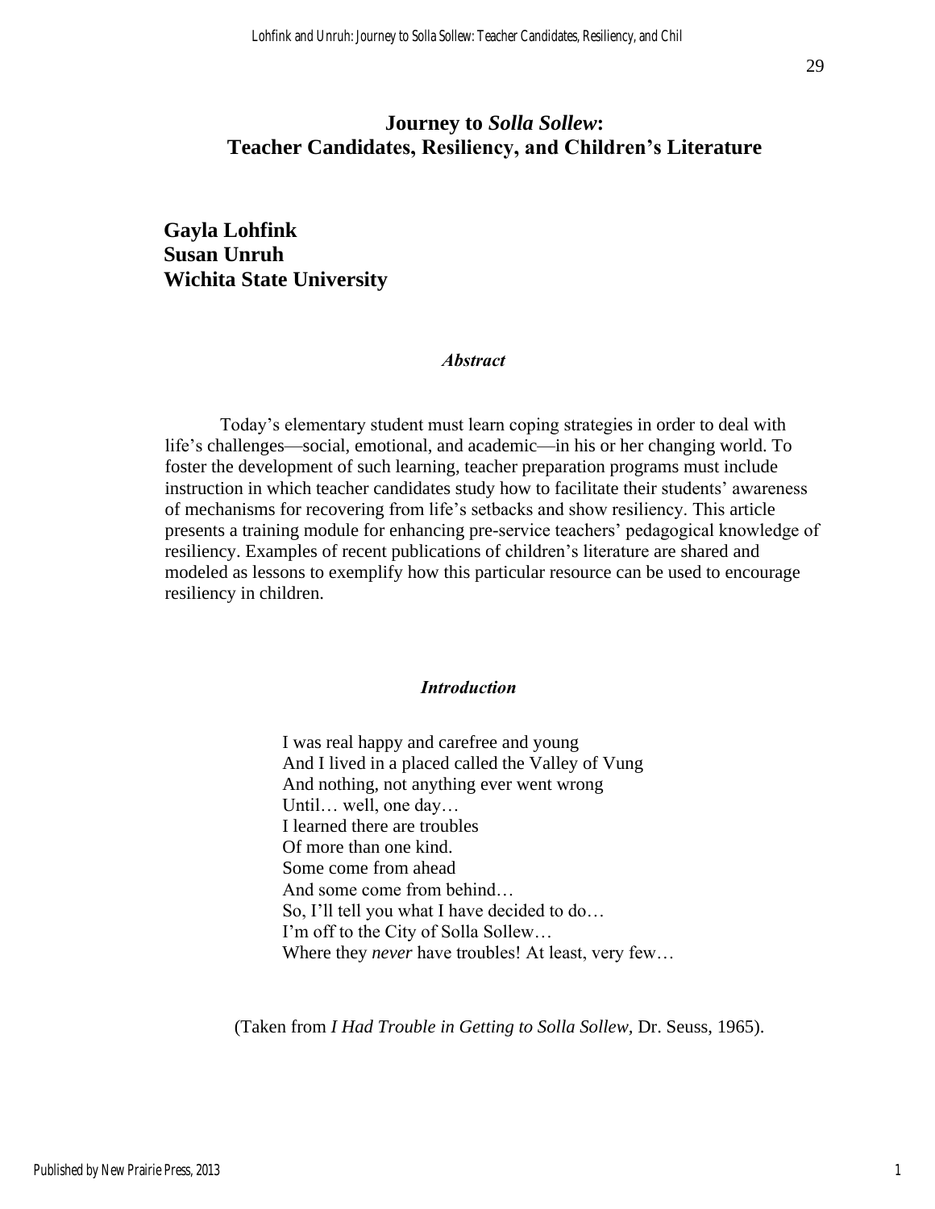# Journey to *Solla Sollew*: Teacher Candidates, Resiliency, and Children's Literature

**Gayla Lohfink**
**Susan Unruh**
**Wichita State University**

### *Abstract*

Today's elementary student must learn coping strategies in order to deal with life's challenges—social, emotional, and academic—in his or her changing world. To foster the development of such learning, teacher preparation programs must include instruction in which teacher candidates study how to facilitate their students' awareness of mechanisms for recovering from life's setbacks and show resiliency. This article presents a training module for enhancing pre-service teachers' pedagogical knowledge of resiliency. Examples of recent publications of children's literature are shared and modeled as lessons to exemplify how this particular resource can be used to encourage resiliency in children.

### *Introduction*

> I was real happy and carefree and young
> And I lived in a placed called the Valley of Vung
> And nothing, not anything ever went wrong
> Until… well, one day…
> I learned there are troubles
> Of more than one kind.
> Some come from ahead
> And some come from behind…
> So, I'll tell you what I have decided to do…
> I'm off to the City of Solla Sollew…
> Where they *never* have troubles! At least, very few…

(Taken from *I Had Trouble in Getting to Solla Sollew*, Dr. Seuss, 1965).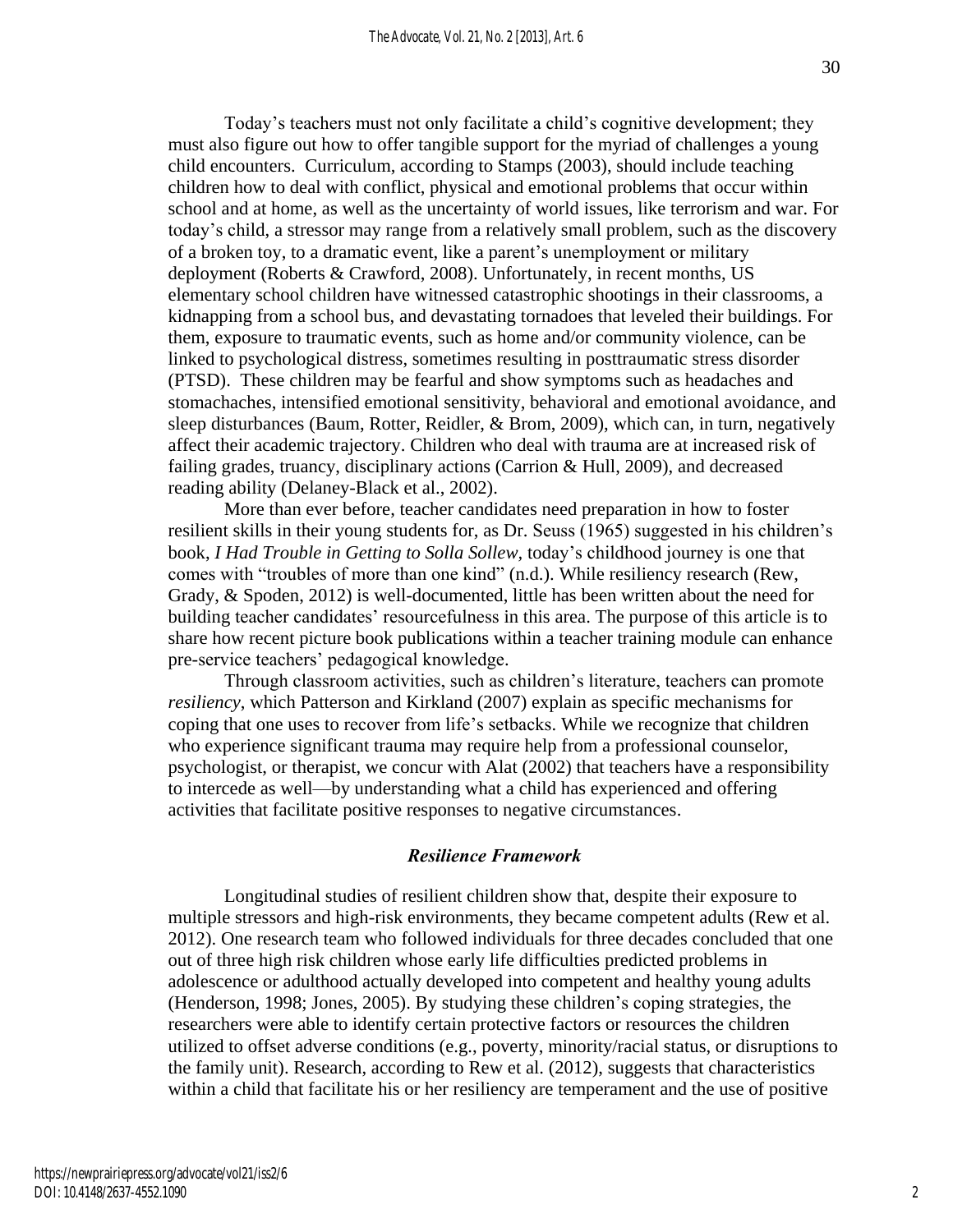Today's teachers must not only facilitate a child's cognitive development; they must also figure out how to offer tangible support for the myriad of challenges a young child encounters. Curriculum, according to Stamps (2003), should include teaching children how to deal with conflict, physical and emotional problems that occur within school and at home, as well as the uncertainty of world issues, like terrorism and war. For today's child, a stressor may range from a relatively small problem, such as the discovery of a broken toy, to a dramatic event, like a parent's unemployment or military deployment (Roberts & Crawford, 2008). Unfortunately, in recent months, US elementary school children have witnessed catastrophic shootings in their classrooms, a kidnapping from a school bus, and devastating tornadoes that leveled their buildings. For them, exposure to traumatic events, such as home and/or community violence, can be linked to psychological distress, sometimes resulting in posttraumatic stress disorder (PTSD). These children may be fearful and show symptoms such as headaches and stomachaches, intensified emotional sensitivity, behavioral and emotional avoidance, and sleep disturbances (Baum, Rotter, Reidler, & Brom, 2009), which can, in turn, negatively affect their academic trajectory. Children who deal with trauma are at increased risk of failing grades, truancy, disciplinary actions (Carrion & Hull, 2009), and decreased reading ability (Delaney-Black et al., 2002).

More than ever before, teacher candidates need preparation in how to foster resilient skills in their young students for, as Dr. Seuss (1965) suggested in his children's book, *I Had Trouble in Getting to Solla Sollew*, today's childhood journey is one that comes with "troubles of more than one kind" (n.d.). While resiliency research (Rew, Grady, & Spoden, 2012) is well-documented, little has been written about the need for building teacher candidates' resourcefulness in this area. The purpose of this article is to share how recent picture book publications within a teacher training module can enhance pre-service teachers' pedagogical knowledge.

Through classroom activities, such as children's literature, teachers can promote *resiliency*, which Patterson and Kirkland (2007) explain as specific mechanisms for coping that one uses to recover from life's setbacks. While we recognize that children who experience significant trauma may require help from a professional counselor, psychologist, or therapist, we concur with Alat (2002) that teachers have a responsibility to intercede as well—by understanding what a child has experienced and offering activities that facilitate positive responses to negative circumstances.

### *Resilience Framework*

Longitudinal studies of resilient children show that, despite their exposure to multiple stressors and high-risk environments, they became competent adults (Rew et al. 2012). One research team who followed individuals for three decades concluded that one out of three high risk children whose early life difficulties predicted problems in adolescence or adulthood actually developed into competent and healthy young adults (Henderson, 1998; Jones, 2005). By studying these children's coping strategies, the researchers were able to identify certain protective factors or resources the children utilized to offset adverse conditions (e.g., poverty, minority/racial status, or disruptions to the family unit). Research, according to Rew et al. (2012), suggests that characteristics within a child that facilitate his or her resiliency are temperament and the use of positive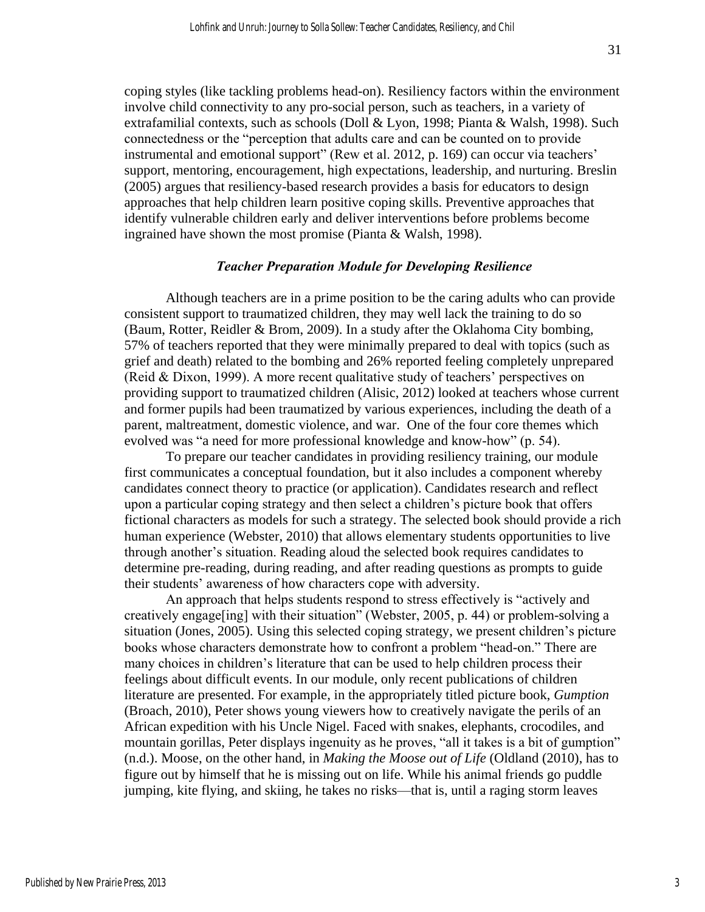coping styles (like tackling problems head-on). Resiliency factors within the environment involve child connectivity to any pro-social person, such as teachers, in a variety of extrafamilial contexts, such as schools (Doll & Lyon, 1998; Pianta & Walsh, 1998). Such connectedness or the "perception that adults care and can be counted on to provide instrumental and emotional support" (Rew et al. 2012, p. 169) can occur via teachers' support, mentoring, encouragement, high expectations, leadership, and nurturing. Breslin (2005) argues that resiliency-based research provides a basis for educators to design approaches that help children learn positive coping skills. Preventive approaches that identify vulnerable children early and deliver interventions before problems become ingrained have shown the most promise (Pianta & Walsh, 1998).

### ***Teacher Preparation Module for Developing Resilience***

Although teachers are in a prime position to be the caring adults who can provide consistent support to traumatized children, they may well lack the training to do so (Baum, Rotter, Reidler & Brom, 2009). In a study after the Oklahoma City bombing, 57% of teachers reported that they were minimally prepared to deal with topics (such as grief and death) related to the bombing and 26% reported feeling completely unprepared (Reid & Dixon, 1999). A more recent qualitative study of teachers' perspectives on providing support to traumatized children (Alisic, 2012) looked at teachers whose current and former pupils had been traumatized by various experiences, including the death of a parent, maltreatment, domestic violence, and war. One of the four core themes which evolved was "a need for more professional knowledge and know-how" (p. 54).

To prepare our teacher candidates in providing resiliency training, our module first communicates a conceptual foundation, but it also includes a component whereby candidates connect theory to practice (or application). Candidates research and reflect upon a particular coping strategy and then select a children's picture book that offers fictional characters as models for such a strategy. The selected book should provide a rich human experience (Webster, 2010) that allows elementary students opportunities to live through another's situation. Reading aloud the selected book requires candidates to determine pre-reading, during reading, and after reading questions as prompts to guide their students' awareness of how characters cope with adversity.

An approach that helps students respond to stress effectively is "actively and creatively engage[ing] with their situation" (Webster, 2005, p. 44) or problem-solving a situation (Jones, 2005). Using this selected coping strategy, we present children's picture books whose characters demonstrate how to confront a problem "head-on." There are many choices in children's literature that can be used to help children process their feelings about difficult events. In our module, only recent publications of children literature are presented. For example, in the appropriately titled picture book, *Gumption* (Broach, 2010), Peter shows young viewers how to creatively navigate the perils of an African expedition with his Uncle Nigel. Faced with snakes, elephants, crocodiles, and mountain gorillas, Peter displays ingenuity as he proves, "all it takes is a bit of gumption" (n.d.). Moose, on the other hand, in *Making the Moose out of Life* (Oldland (2010), has to figure out by himself that he is missing out on life. While his animal friends go puddle jumping, kite flying, and skiing, he takes no risks—that is, until a raging storm leaves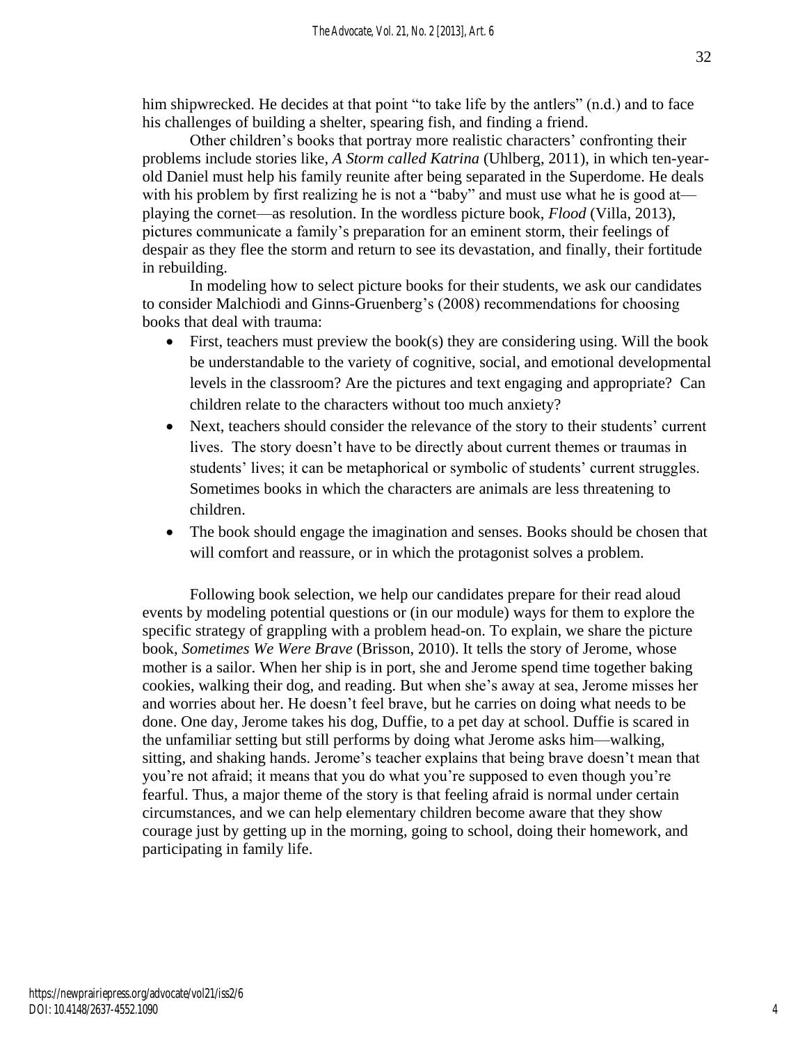him shipwrecked. He decides at that point "to take life by the antlers" (n.d.) and to face his challenges of building a shelter, spearing fish, and finding a friend.

Other children's books that portray more realistic characters' confronting their problems include stories like, *A Storm called Katrina* (Uhlberg, 2011), in which ten-year-old Daniel must help his family reunite after being separated in the Superdome. He deals with his problem by first realizing he is not a "baby" and must use what he is good at—playing the cornet—as resolution. In the wordless picture book, *Flood* (Villa, 2013), pictures communicate a family's preparation for an eminent storm, their feelings of despair as they flee the storm and return to see its devastation, and finally, their fortitude in rebuilding.

In modeling how to select picture books for their students, we ask our candidates to consider Malchiodi and Ginns-Gruenberg's (2008) recommendations for choosing books that deal with trauma:

- First, teachers must preview the book(s) they are considering using. Will the book be understandable to the variety of cognitive, social, and emotional developmental levels in the classroom? Are the pictures and text engaging and appropriate? Can children relate to the characters without too much anxiety?
- Next, teachers should consider the relevance of the story to their students' current lives. The story doesn't have to be directly about current themes or traumas in students' lives; it can be metaphorical or symbolic of students' current struggles. Sometimes books in which the characters are animals are less threatening to children.
- The book should engage the imagination and senses. Books should be chosen that will comfort and reassure, or in which the protagonist solves a problem.

Following book selection, we help our candidates prepare for their read aloud events by modeling potential questions or (in our module) ways for them to explore the specific strategy of grappling with a problem head-on. To explain, we share the picture book, *Sometimes We Were Brave* (Brisson, 2010). It tells the story of Jerome, whose mother is a sailor. When her ship is in port, she and Jerome spend time together baking cookies, walking their dog, and reading. But when she's away at sea, Jerome misses her and worries about her. He doesn't feel brave, but he carries on doing what needs to be done. One day, Jerome takes his dog, Duffie, to a pet day at school. Duffie is scared in the unfamiliar setting but still performs by doing what Jerome asks him—walking, sitting, and shaking hands. Jerome's teacher explains that being brave doesn't mean that you're not afraid; it means that you do what you're supposed to even though you're fearful. Thus, a major theme of the story is that feeling afraid is normal under certain circumstances, and we can help elementary children become aware that they show courage just by getting up in the morning, going to school, doing their homework, and participating in family life.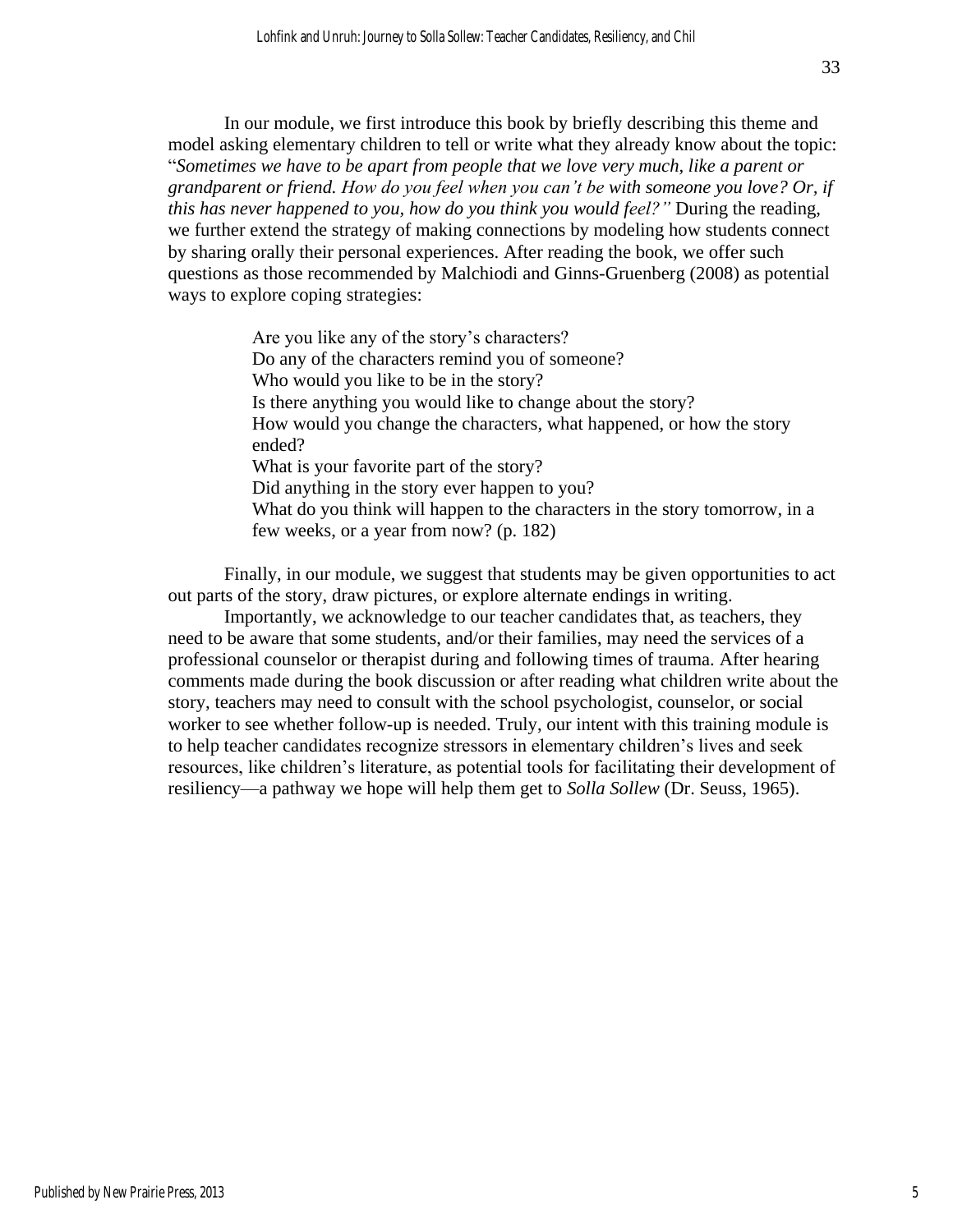In our module, we first introduce this book by briefly describing this theme and model asking elementary children to tell or write what they already know about the topic: "*Sometimes we have to be apart from people that we love very much, like a parent or grandparent or friend. How do you feel when you can't be with someone you love? Or, if this has never happened to you, how do you think you would feel?"* During the reading, we further extend the strategy of making connections by modeling how students connect by sharing orally their personal experiences. After reading the book, we offer such questions as those recommended by Malchiodi and Ginns-Gruenberg (2008) as potential ways to explore coping strategies:

> Are you like any of the story's characters?
> Do any of the characters remind you of someone?
> Who would you like to be in the story?
> Is there anything you would like to change about the story?
> How would you change the characters, what happened, or how the story ended?
> What is your favorite part of the story?
> Did anything in the story ever happen to you?
> What do you think will happen to the characters in the story tomorrow, in a few weeks, or a year from now? (p. 182)

Finally, in our module, we suggest that students may be given opportunities to act out parts of the story, draw pictures, or explore alternate endings in writing.

Importantly, we acknowledge to our teacher candidates that, as teachers, they need to be aware that some students, and/or their families, may need the services of a professional counselor or therapist during and following times of trauma. After hearing comments made during the book discussion or after reading what children write about the story, teachers may need to consult with the school psychologist, counselor, or social worker to see whether follow-up is needed. Truly, our intent with this training module is to help teacher candidates recognize stressors in elementary children's lives and seek resources, like children's literature, as potential tools for facilitating their development of resiliency—a pathway we hope will help them get to *Solla Sollew* (Dr. Seuss, 1965).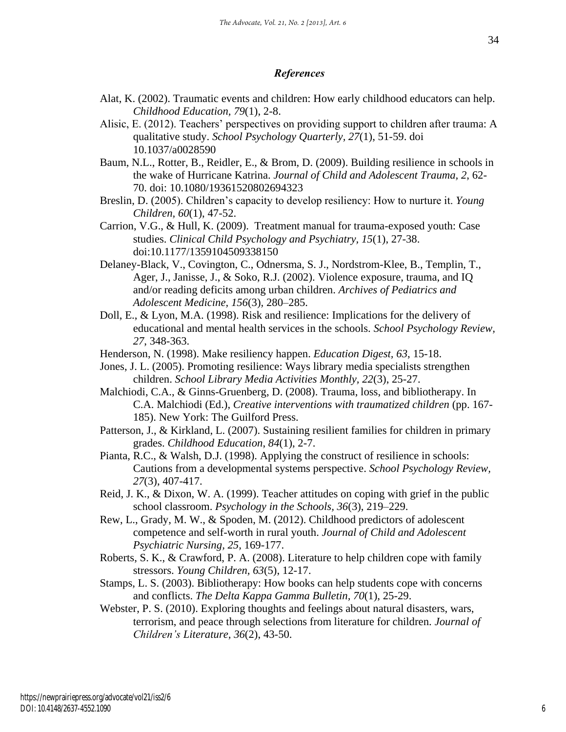## *References*

Alat, K. (2002). Traumatic events and children: How early childhood educators can help. *Childhood Education, 79*(1), 2-8.

Alisic, E. (2012). Teachers' perspectives on providing support to children after trauma: A qualitative study. *School Psychology Quarterly, 27*(1), 51-59. doi 10.1037/a0028590

Baum, N.L., Rotter, B., Reidler, E., & Brom, D. (2009). Building resilience in schools in the wake of Hurricane Katrina. *Journal of Child and Adolescent Trauma, 2*, 62-70. doi: 10.1080/19361520802694323

Breslin, D. (2005). Children's capacity to develop resiliency: How to nurture it. *Young Children, 60*(1), 47-52.

Carrion, V.G., & Hull, K. (2009). Treatment manual for trauma-exposed youth: Case studies. *Clinical Child Psychology and Psychiatry, 15*(1), 27-38. doi:10.1177/1359104509338150

Delaney-Black, V., Covington, C., Odnersma, S. J., Nordstrom-Klee, B., Templin, T., Ager, J., Janisse, J., & Soko, R.J. (2002). Violence exposure, trauma, and IQ and/or reading deficits among urban children. *Archives of Pediatrics and Adolescent Medicine, 156*(3), 280–285.

Doll, E., & Lyon, M.A. (1998). Risk and resilience: Implications for the delivery of educational and mental health services in the schools. *School Psychology Review, 27*, 348-363.

Henderson, N. (1998). Make resiliency happen. *Education Digest, 63*, 15-18.

Jones, J. L. (2005). Promoting resilience: Ways library media specialists strengthen children. *School Library Media Activities Monthly, 22*(3), 25-27.

Malchiodi, C.A., & Ginns-Gruenberg, D. (2008). Trauma, loss, and bibliotherapy. In C.A. Malchiodi (Ed.), *Creative interventions with traumatized children* (pp. 167-185). New York: The Guilford Press.

Patterson, J., & Kirkland, L. (2007). Sustaining resilient families for children in primary grades. *Childhood Education, 84*(1), 2-7.

Pianta, R.C., & Walsh, D.J. (1998). Applying the construct of resilience in schools: Cautions from a developmental systems perspective. *School Psychology Review, 27*(3), 407-417.

Reid, J. K., & Dixon, W. A. (1999). Teacher attitudes on coping with grief in the public school classroom. *Psychology in the Schools, 36*(3), 219–229.

Rew, L., Grady, M. W., & Spoden, M. (2012). Childhood predictors of adolescent competence and self-worth in rural youth. *Journal of Child and Adolescent Psychiatric Nursing, 25*, 169-177.

Roberts, S. K., & Crawford, P. A. (2008). Literature to help children cope with family stressors. *Young Children, 63*(5), 12-17.

Stamps, L. S. (2003). Bibliotherapy: How books can help students cope with concerns and conflicts. *The Delta Kappa Gamma Bulletin, 70*(1), 25-29.

Webster, P. S. (2010). Exploring thoughts and feelings about natural disasters, wars, terrorism, and peace through selections from literature for children. *Journal of Children's Literature, 36*(2), 43-50.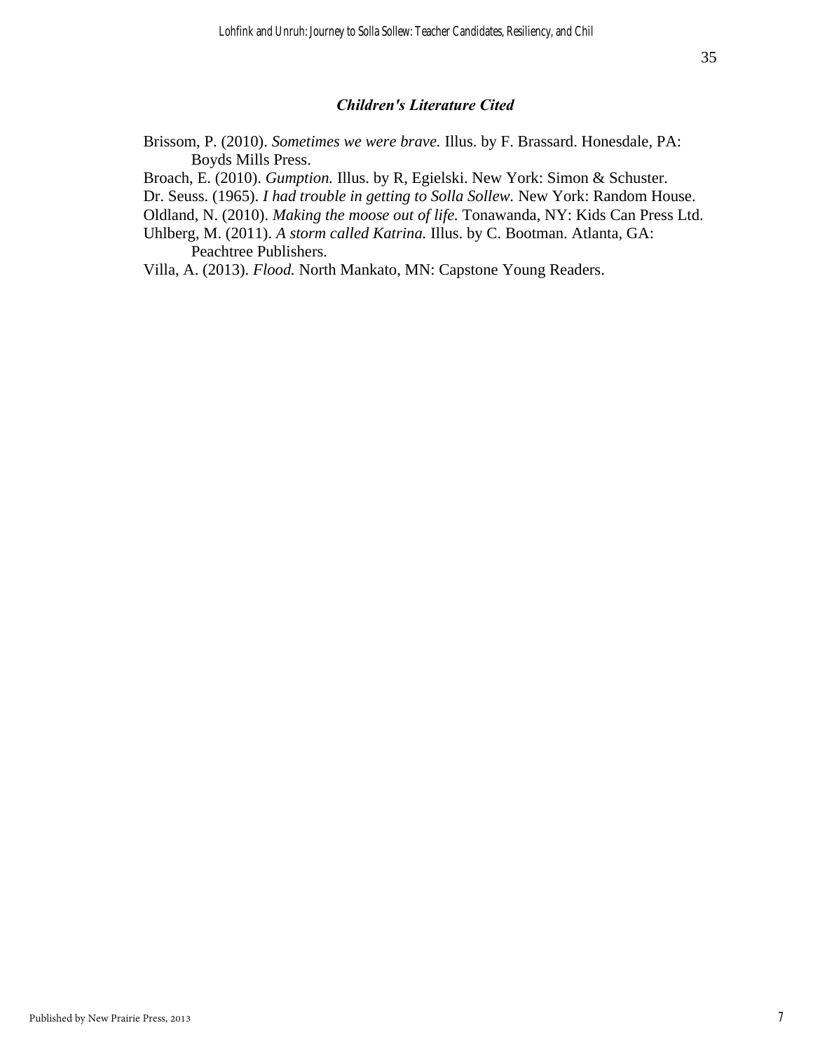### *Children's Literature Cited*

Brissom, P. (2010). *Sometimes we were brave.* Illus. by F. Brassard. Honesdale, PA: Boyds Mills Press.

Broach, E. (2010). *Gumption.* Illus. by R, Egielski. New York: Simon & Schuster.

Dr. Seuss. (1965). *I had trouble in getting to Solla Sollew.* New York: Random House.

Oldland, N. (2010). *Making the moose out of life.* Tonawanda, NY: Kids Can Press Ltd.

Uhlberg, M. (2011). *A storm called Katrina.* Illus. by C. Bootman. Atlanta, GA: Peachtree Publishers.

Villa, A. (2013). *Flood.* North Mankato, MN: Capstone Young Readers.